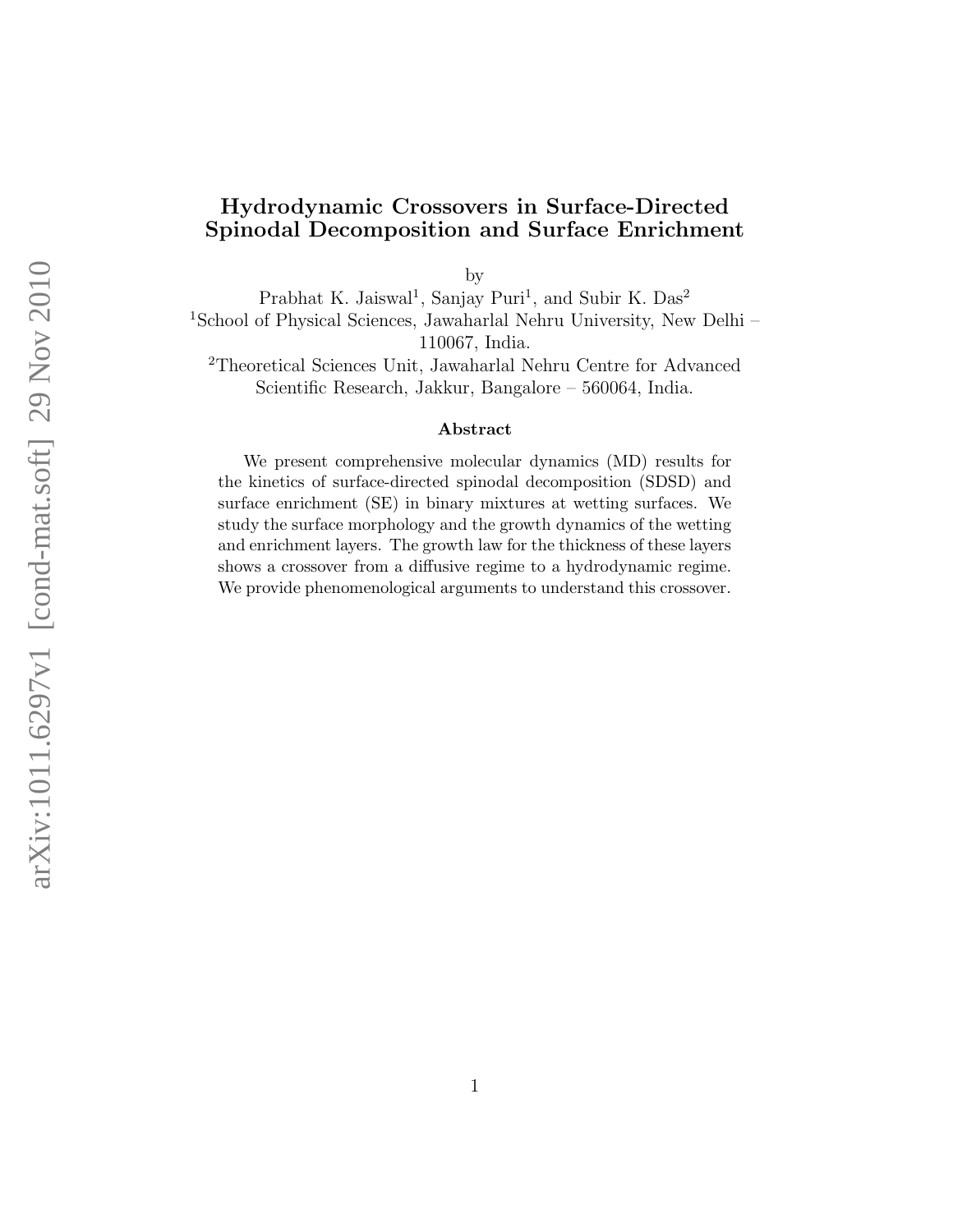# Hydrodynamic Crossovers in Surface-Directed Spinodal Decomposition and Surface Enrichment

by

Prabhat K. Jaiswal[1], Sanjay Puri[1], and Subir K. Das[2]

[1]School of Physical Sciences, Jawaharlal Nehru University, New Delhi – 110067, India.

[2]Theoretical Sciences Unit, Jawaharlal Nehru Centre for Advanced Scientific Research, Jakkur, Bangalore – 560064, India.

## Abstract

We present comprehensive molecular dynamics (MD) results for the kinetics of surface-directed spinodal decomposition (SDSD) and surface enrichment (SE) in binary mixtures at wetting surfaces. We study the surface morphology and the growth dynamics of the wetting and enrichment layers. The growth law for the thickness of these layers shows a crossover from a diffusive regime to a hydrodynamic regime. We provide phenomenological arguments to understand this crossover.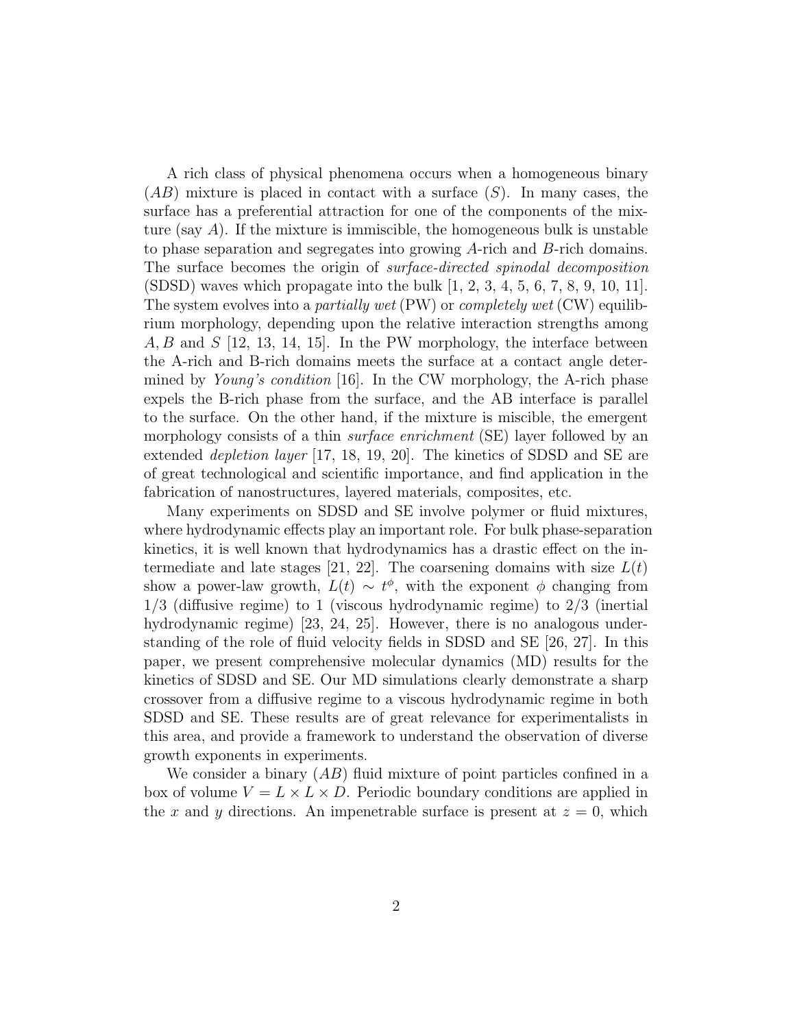A rich class of physical phenomena occurs when a homogeneous binary ($AB$) mixture is placed in contact with a surface ($S$). In many cases, the surface has a preferential attraction for one of the components of the mixture (say $A$). If the mixture is immiscible, the homogeneous bulk is unstable to phase separation and segregates into growing $A$-rich and $B$-rich domains. The surface becomes the origin of *surface-directed spinodal decomposition* (SDSD) waves which propagate into the bulk [1, 2, 3, 4, 5, 6, 7, 8, 9, 10, 11]. The system evolves into a *partially wet* (PW) or *completely wet* (CW) equilibrium morphology, depending upon the relative interaction strengths among $A, B$ and $S$ [12, 13, 14, 15]. In the PW morphology, the interface between the A-rich and B-rich domains meets the surface at a contact angle determined by *Young's condition* [16]. In the CW morphology, the A-rich phase expels the B-rich phase from the surface, and the AB interface is parallel to the surface. On the other hand, if the mixture is miscible, the emergent morphology consists of a thin *surface enrichment* (SE) layer followed by an extended *depletion layer* [17, 18, 19, 20]. The kinetics of SDSD and SE are of great technological and scientific importance, and find application in the fabrication of nanostructures, layered materials, composites, etc.

Many experiments on SDSD and SE involve polymer or fluid mixtures, where hydrodynamic effects play an important role. For bulk phase-separation kinetics, it is well known that hydrodynamics has a drastic effect on the intermediate and late stages [21, 22]. The coarsening domains with size $L(t)$ show a power-law growth, $L(t) \sim t^{\phi}$, with the exponent $\phi$ changing from 1/3 (diffusive regime) to 1 (viscous hydrodynamic regime) to 2/3 (inertial hydrodynamic regime) [23, 24, 25]. However, there is no analogous understanding of the role of fluid velocity fields in SDSD and SE [26, 27]. In this paper, we present comprehensive molecular dynamics (MD) results for the kinetics of SDSD and SE. Our MD simulations clearly demonstrate a sharp crossover from a diffusive regime to a viscous hydrodynamic regime in both SDSD and SE. These results are of great relevance for experimentalists in this area, and provide a framework to understand the observation of diverse growth exponents in experiments.

We consider a binary ($AB$) fluid mixture of point particles confined in a box of volume $V = L \times L \times D$. Periodic boundary conditions are applied in the $x$ and $y$ directions. An impenetrable surface is present at $z = 0$, which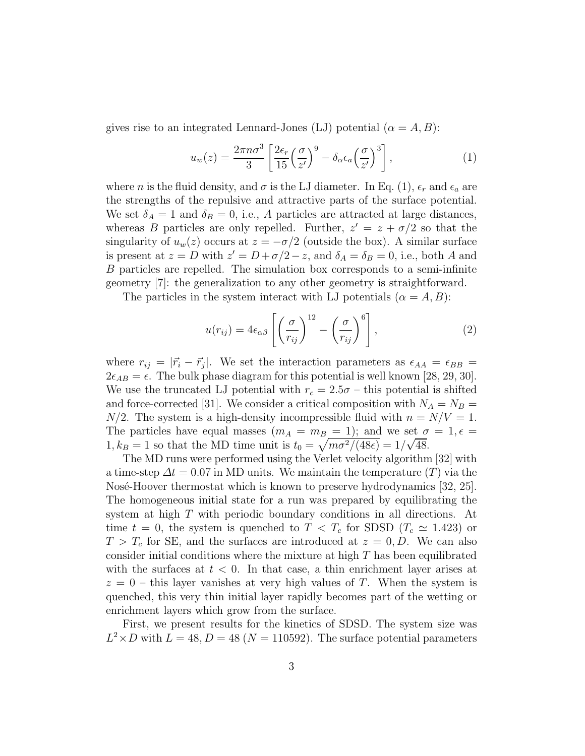gives rise to an integrated Lennard-Jones (LJ) potential ($\alpha = A, B$):

$$u_w(z) = \frac{2\pi n \sigma^3}{3} \left[ \frac{2\epsilon_r}{15} \Big(\frac{\sigma}{z'}\Big)^9 - \delta_\alpha \epsilon_a \Big(\frac{\sigma}{z'}\Big)^3 \right], \tag{1}$$

where $n$ is the fluid density, and $\sigma$ is the LJ diameter. In Eq. (1), $\epsilon_r$ and $\epsilon_a$ are the strengths of the repulsive and attractive parts of the surface potential. We set $\delta_A = 1$ and $\delta_B = 0$, i.e., $A$ particles are attracted at large distances, whereas $B$ particles are only repelled. Further, $z' = z + \sigma/2$ so that the singularity of $u_w(z)$ occurs at $z = -\sigma/2$ (outside the box). A similar surface is present at $z = D$ with $z' = D + \sigma/2 - z$, and $\delta_A = \delta_B = 0$, i.e., both $A$ and $B$ particles are repelled. The simulation box corresponds to a semi-infinite geometry [7]: the generalization to any other geometry is straightforward.

The particles in the system interact with LJ potentials ($\alpha = A, B$):

$$u(r_{ij}) = 4\epsilon_{\alpha\beta} \left[ \left(\frac{\sigma}{r_{ij}}\right)^{12} - \left(\frac{\sigma}{r_{ij}}\right)^6 \right], \tag{2}$$

where $r_{ij} = |\vec{r}_i - \vec{r}_j|$. We set the interaction parameters as $\epsilon_{AA} = \epsilon_{BB} = 2\epsilon_{AB} = \epsilon$. The bulk phase diagram for this potential is well known [28, 29, 30]. We use the truncated LJ potential with $r_c = 2.5\sigma$ – this potential is shifted and force-corrected [31]. We consider a critical composition with $N_A = N_B = N/2$. The system is a high-density incompressible fluid with $n = N/V = 1$. The particles have equal masses ($m_A = m_B = 1$); and we set $\sigma = 1, \epsilon = 1, k_B = 1$ so that the MD time unit is $t_0 = \sqrt{m\sigma^2/(48\epsilon)} = 1/\sqrt{48}$.

The MD runs were performed using the Verlet velocity algorithm [32] with a time-step $\Delta t = 0.07$ in MD units. We maintain the temperature ($T$) via the Nosé-Hoover thermostat which is known to preserve hydrodynamics [32, 25]. The homogeneous initial state for a run was prepared by equilibrating the system at high $T$ with periodic boundary conditions in all directions. At time $t = 0$, the system is quenched to $T < T_c$ for SDSD ($T_c \simeq 1.423$) or $T > T_c$ for SE, and the surfaces are introduced at $z = 0, D$. We can also consider initial conditions where the mixture at high $T$ has been equilibrated with the surfaces at $t < 0$. In that case, a thin enrichment layer arises at $z = 0$ – this layer vanishes at very high values of $T$. When the system is quenched, this very thin initial layer rapidly becomes part of the wetting or enrichment layers which grow from the surface.

First, we present results for the kinetics of SDSD. The system size was $L^2 \times D$ with $L = 48, D = 48$ ($N = 110592$). The surface potential parameters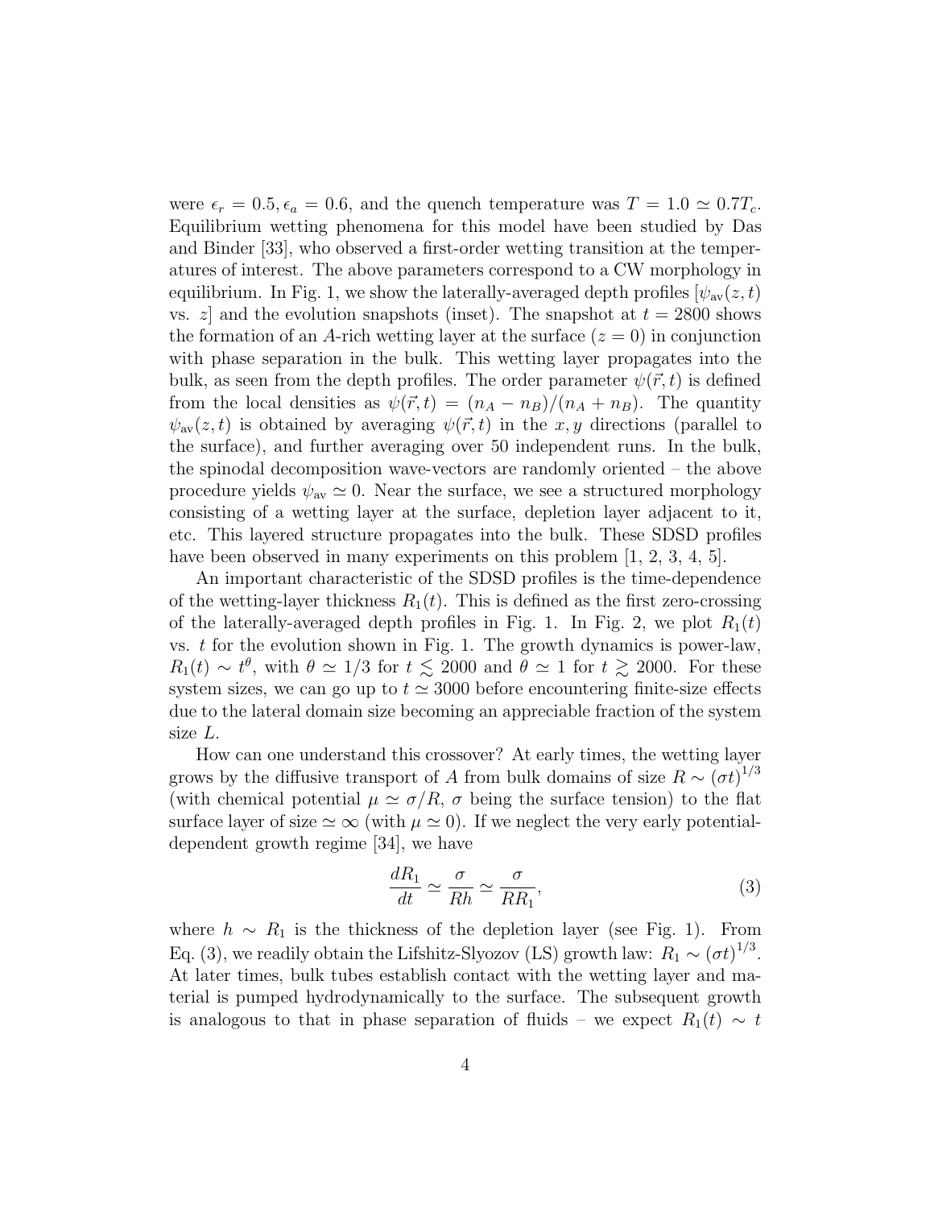were $\epsilon_r = 0.5, \epsilon_a = 0.6$, and the quench temperature was $T = 1.0 \simeq 0.7T_c$. Equilibrium wetting phenomena for this model have been studied by Das and Binder [33], who observed a first-order wetting transition at the temperatures of interest. The above parameters correspond to a CW morphology in equilibrium. In Fig. 1, we show the laterally-averaged depth profiles [$\psi_{\text{av}}(z,t)$ vs. $z$] and the evolution snapshots (inset). The snapshot at $t = 2800$ shows the formation of an $A$-rich wetting layer at the surface ($z = 0$) in conjunction with phase separation in the bulk. This wetting layer propagates into the bulk, as seen from the depth profiles. The order parameter $\psi(\vec{r},t)$ is defined from the local densities as $\psi(\vec{r},t) = (n_A - n_B)/(n_A + n_B)$. The quantity $\psi_{\text{av}}(z,t)$ is obtained by averaging $\psi(\vec{r},t)$ in the $x, y$ directions (parallel to the surface), and further averaging over 50 independent runs. In the bulk, the spinodal decomposition wave-vectors are randomly oriented – the above procedure yields $\psi_{\text{av}} \simeq 0$. Near the surface, we see a structured morphology consisting of a wetting layer at the surface, depletion layer adjacent to it, etc. This layered structure propagates into the bulk. These SDSD profiles have been observed in many experiments on this problem [1, 2, 3, 4, 5].

An important characteristic of the SDSD profiles is the time-dependence of the wetting-layer thickness $R_1(t)$. This is defined as the first zero-crossing of the laterally-averaged depth profiles in Fig. 1. In Fig. 2, we plot $R_1(t)$ vs. $t$ for the evolution shown in Fig. 1. The growth dynamics is power-law, $R_1(t) \sim t^\theta$, with $\theta \simeq 1/3$ for $t \lesssim 2000$ and $\theta \simeq 1$ for $t \gtrsim 2000$. For these system sizes, we can go up to $t \simeq 3000$ before encountering finite-size effects due to the lateral domain size becoming an appreciable fraction of the system size $L$.

How can one understand this crossover? At early times, the wetting layer grows by the diffusive transport of $A$ from bulk domains of size $R \sim (\sigma t)^{1/3}$ (with chemical potential $\mu \simeq \sigma/R$, $\sigma$ being the surface tension) to the flat surface layer of size $\simeq \infty$ (with $\mu \simeq 0$). If we neglect the very early potential-dependent growth regime [34], we have

$$\frac{dR_1}{dt} \simeq \frac{\sigma}{Rh} \simeq \frac{\sigma}{RR_1}, \tag{3}$$

where $h \sim R_1$ is the thickness of the depletion layer (see Fig. 1). From Eq. (3), we readily obtain the Lifshitz-Slyozov (LS) growth law: $R_1 \sim (\sigma t)^{1/3}$. At later times, bulk tubes establish contact with the wetting layer and material is pumped hydrodynamically to the surface. The subsequent growth is analogous to that in phase separation of fluids – we expect $R_1(t) \sim t$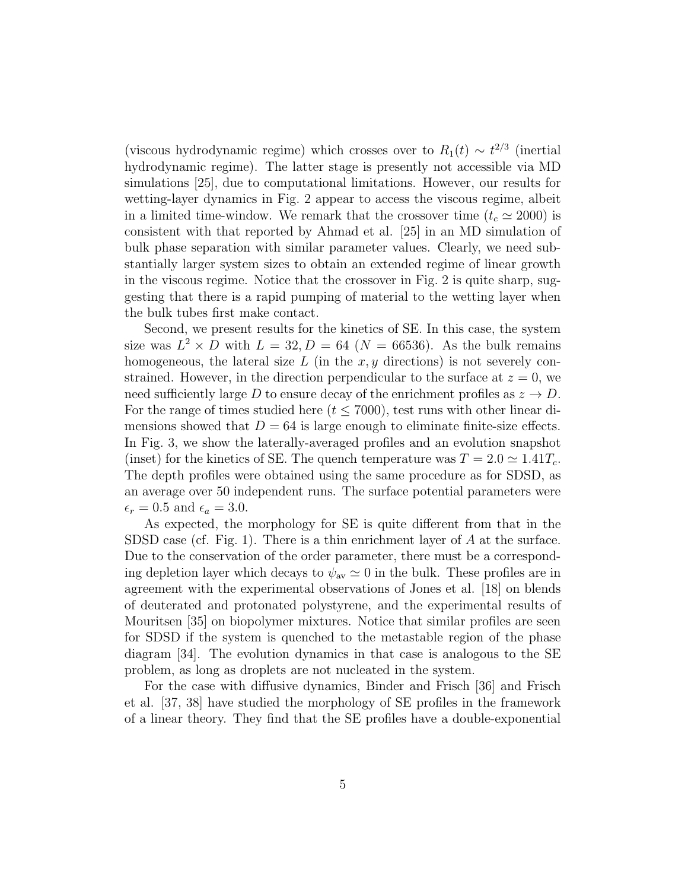(viscous hydrodynamic regime) which crosses over to $R_1(t) \sim t^{2/3}$ (inertial hydrodynamic regime). The latter stage is presently not accessible via MD simulations [25], due to computational limitations. However, our results for wetting-layer dynamics in Fig. 2 appear to access the viscous regime, albeit in a limited time-window. We remark that the crossover time ($t_c \simeq 2000$) is consistent with that reported by Ahmad et al. [25] in an MD simulation of bulk phase separation with similar parameter values. Clearly, we need substantially larger system sizes to obtain an extended regime of linear growth in the viscous regime. Notice that the crossover in Fig. 2 is quite sharp, suggesting that there is a rapid pumping of material to the wetting layer when the bulk tubes first make contact.

Second, we present results for the kinetics of SE. In this case, the system size was $L^2 \times D$ with $L = 32, D = 64$ ($N = 66536$). As the bulk remains homogeneous, the lateral size $L$ (in the $x, y$ directions) is not severely constrained. However, in the direction perpendicular to the surface at $z = 0$, we need sufficiently large $D$ to ensure decay of the enrichment profiles as $z \to D$. For the range of times studied here ($t \leq 7000$), test runs with other linear dimensions showed that $D = 64$ is large enough to eliminate finite-size effects. In Fig. 3, we show the laterally-averaged profiles and an evolution snapshot (inset) for the kinetics of SE. The quench temperature was $T = 2.0 \simeq 1.41 T_c$. The depth profiles were obtained using the same procedure as for SDSD, as an average over 50 independent runs. The surface potential parameters were $\epsilon_r = 0.5$ and $\epsilon_a = 3.0$.

As expected, the morphology for SE is quite different from that in the SDSD case (cf. Fig. 1). There is a thin enrichment layer of $A$ at the surface. Due to the conservation of the order parameter, there must be a corresponding depletion layer which decays to $\psi_{\text{av}} \simeq 0$ in the bulk. These profiles are in agreement with the experimental observations of Jones et al. [18] on blends of deuterated and protonated polystyrene, and the experimental results of Mouritsen [35] on biopolymer mixtures. Notice that similar profiles are seen for SDSD if the system is quenched to the metastable region of the phase diagram [34]. The evolution dynamics in that case is analogous to the SE problem, as long as droplets are not nucleated in the system.

For the case with diffusive dynamics, Binder and Frisch [36] and Frisch et al. [37, 38] have studied the morphology of SE profiles in the framework of a linear theory. They find that the SE profiles have a double-exponential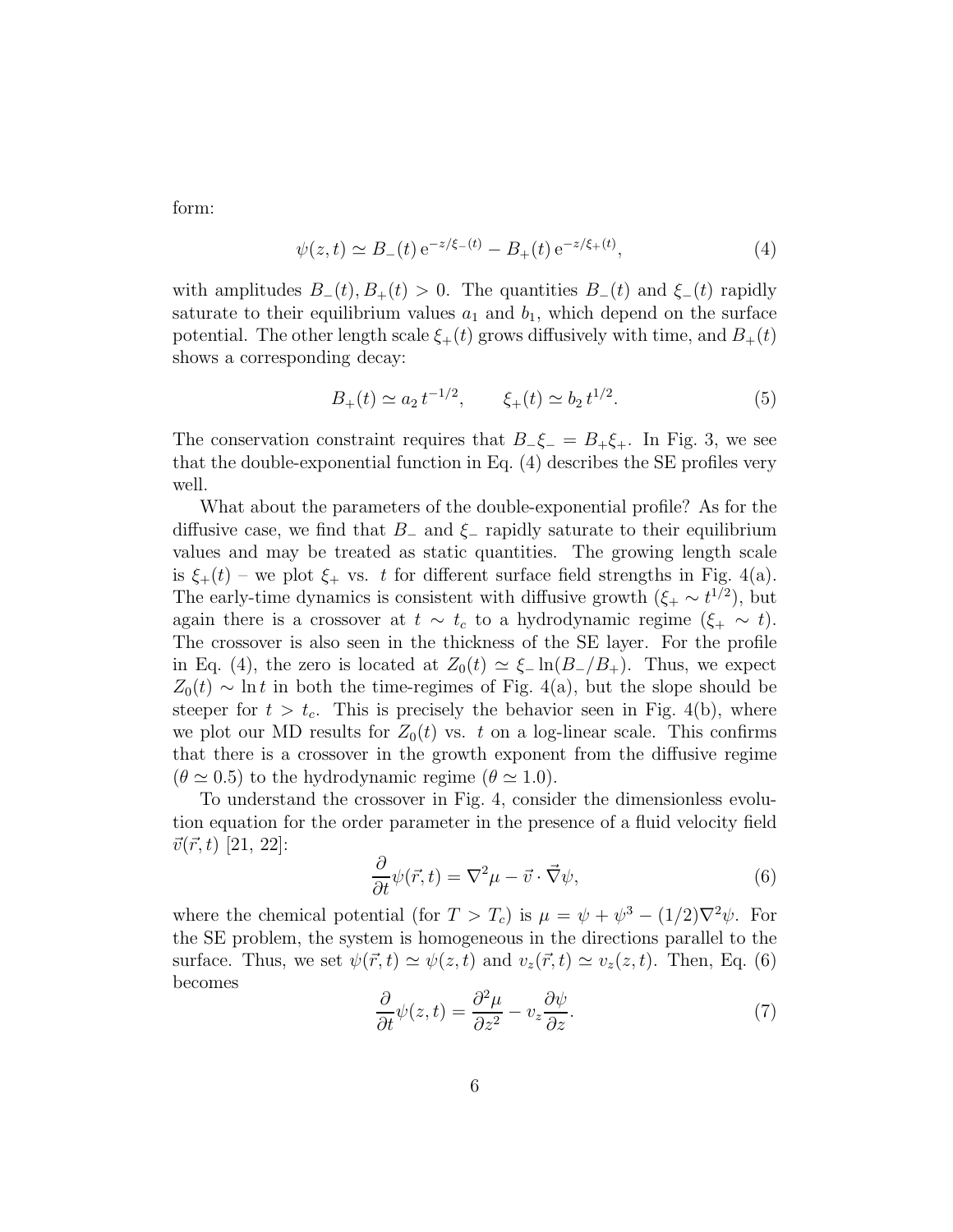form:

$$\psi(z,t) \simeq B_-(t)\, \mathrm{e}^{-z/\xi_-(t)} - B_+(t)\, \mathrm{e}^{-z/\xi_+(t)}, \tag{4}$$

with amplitudes $B_-(t), B_+(t) > 0$. The quantities $B_-(t)$ and $\xi_-(t)$ rapidly saturate to their equilibrium values $a_1$ and $b_1$, which depend on the surface potential. The other length scale $\xi_+(t)$ grows diffusively with time, and $B_+(t)$ shows a corresponding decay:

$$B_+(t) \simeq a_2\, t^{-1/2}, \qquad \xi_+(t) \simeq b_2\, t^{1/2}. \tag{5}$$

The conservation constraint requires that $B_-\xi_- = B_+\xi_+$. In Fig. 3, we see that the double-exponential function in Eq. (4) describes the SE profiles very well.

What about the parameters of the double-exponential profile? As for the diffusive case, we find that $B_-$ and $\xi_-$ rapidly saturate to their equilibrium values and may be treated as static quantities. The growing length scale is $\xi_+(t)$ – we plot $\xi_+$ vs. $t$ for different surface field strengths in Fig. 4(a). The early-time dynamics is consistent with diffusive growth ($\xi_+ \sim t^{1/2}$), but again there is a crossover at $t \sim t_c$ to a hydrodynamic regime ($\xi_+ \sim t$). The crossover is also seen in the thickness of the SE layer. For the profile in Eq. (4), the zero is located at $Z_0(t) \simeq \xi_- \ln(B_-/B_+)$. Thus, we expect $Z_0(t) \sim \ln t$ in both the time-regimes of Fig. 4(a), but the slope should be steeper for $t > t_c$. This is precisely the behavior seen in Fig. 4(b), where we plot our MD results for $Z_0(t)$ vs. $t$ on a log-linear scale. This confirms that there is a crossover in the growth exponent from the diffusive regime ($\theta \simeq 0.5$) to the hydrodynamic regime ($\theta \simeq 1.0$).

To understand the crossover in Fig. 4, consider the dimensionless evolution equation for the order parameter in the presence of a fluid velocity field $\vec{v}(\vec{r},t)$ [21, 22]:

$$\frac{\partial}{\partial t}\psi(\vec{r},t) = \nabla^2\mu - \vec{v}\cdot\vec{\nabla}\psi, \tag{6}$$

where the chemical potential (for $T > T_c$) is $\mu = \psi + \psi^3 - (1/2)\nabla^2\psi$. For the SE problem, the system is homogeneous in the directions parallel to the surface. Thus, we set $\psi(\vec{r},t) \simeq \psi(z,t)$ and $v_z(\vec{r},t) \simeq v_z(z,t)$. Then, Eq. (6) becomes

$$\frac{\partial}{\partial t}\psi(z,t) = \frac{\partial^2\mu}{\partial z^2} - v_z\frac{\partial\psi}{\partial z}. \tag{7}$$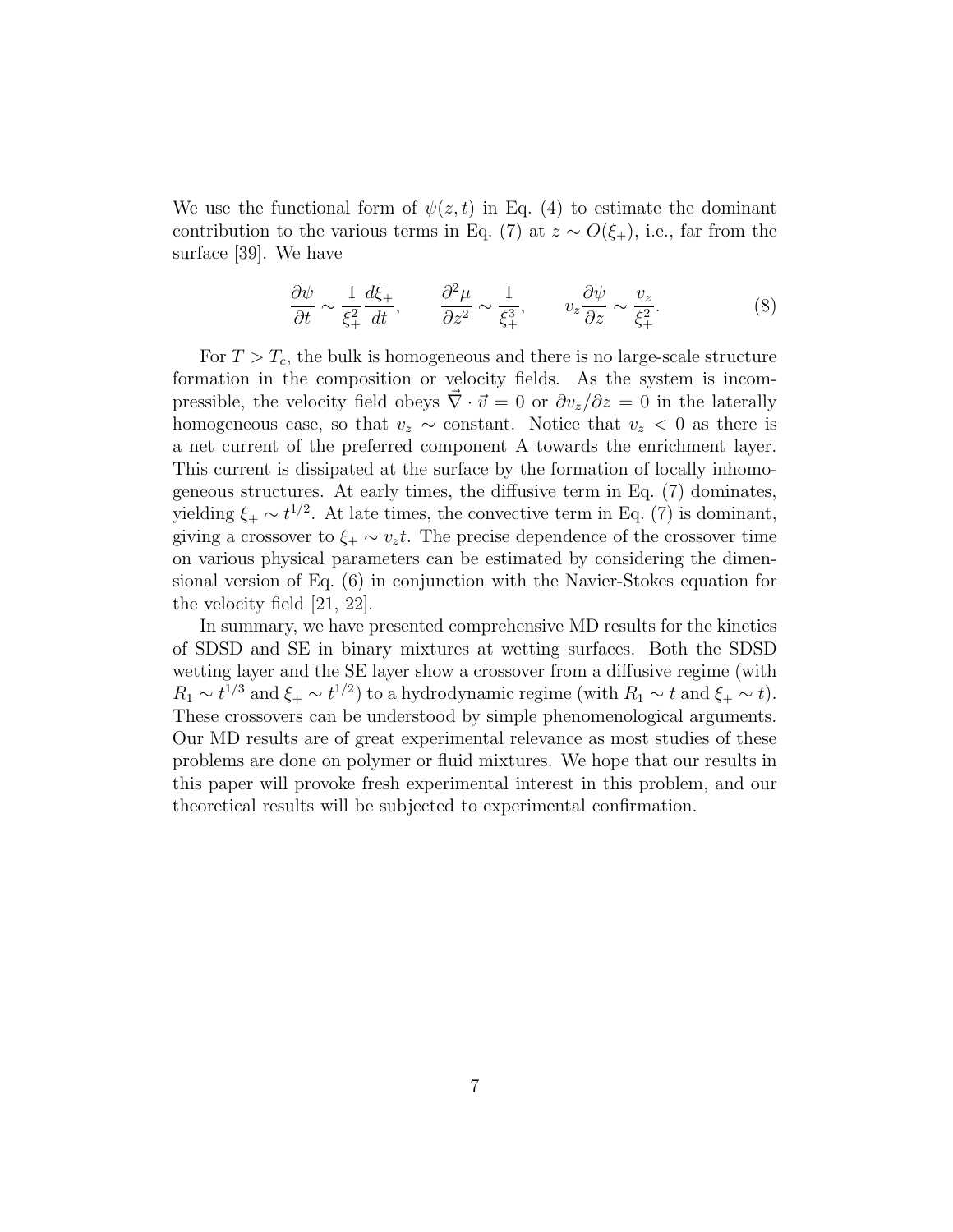We use the functional form of $\psi(z,t)$ in Eq. (4) to estimate the dominant contribution to the various terms in Eq. (7) at $z \sim O(\xi_+)$, i.e., far from the surface [39]. We have

$$\frac{\partial \psi}{\partial t} \sim \frac{1}{\xi_+^2}\frac{d\xi_+}{dt}, \qquad \frac{\partial^2 \mu}{\partial z^2} \sim \frac{1}{\xi_+^3}, \qquad v_z \frac{\partial \psi}{\partial z} \sim \frac{v_z}{\xi_+^2}. \tag{8}$$

For $T > T_c$, the bulk is homogeneous and there is no large-scale structure formation in the composition or velocity fields. As the system is incompressible, the velocity field obeys $\vec{\nabla} \cdot \vec{v} = 0$ or $\partial v_z / \partial z = 0$ in the laterally homogeneous case, so that $v_z \sim$ constant. Notice that $v_z < 0$ as there is a net current of the preferred component A towards the enrichment layer. This current is dissipated at the surface by the formation of locally inhomogeneous structures. At early times, the diffusive term in Eq. (7) dominates, yielding $\xi_+ \sim t^{1/2}$. At late times, the convective term in Eq. (7) is dominant, giving a crossover to $\xi_+ \sim v_z t$. The precise dependence of the crossover time on various physical parameters can be estimated by considering the dimensional version of Eq. (6) in conjunction with the Navier-Stokes equation for the velocity field [21, 22].

In summary, we have presented comprehensive MD results for the kinetics of SDSD and SE in binary mixtures at wetting surfaces. Both the SDSD wetting layer and the SE layer show a crossover from a diffusive regime (with $R_1 \sim t^{1/3}$ and $\xi_+ \sim t^{1/2}$) to a hydrodynamic regime (with $R_1 \sim t$ and $\xi_+ \sim t$). These crossovers can be understood by simple phenomenological arguments. Our MD results are of great experimental relevance as most studies of these problems are done on polymer or fluid mixtures. We hope that our results in this paper will provoke fresh experimental interest in this problem, and our theoretical results will be subjected to experimental confirmation.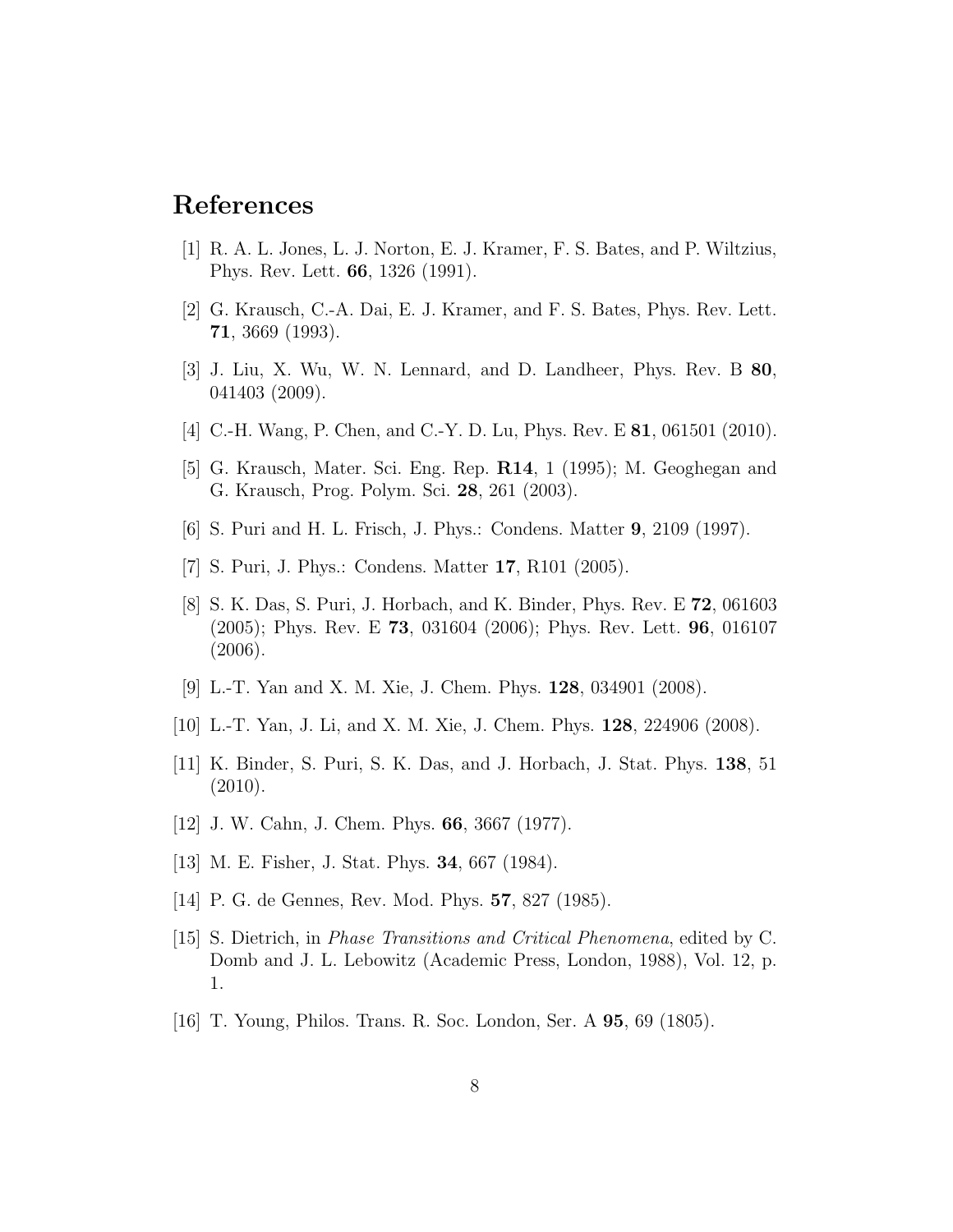# References

[1] R. A. L. Jones, L. J. Norton, E. J. Kramer, F. S. Bates, and P. Wiltzius, Phys. Rev. Lett. **66**, 1326 (1991).

[2] G. Krausch, C.-A. Dai, E. J. Kramer, and F. S. Bates, Phys. Rev. Lett. **71**, 3669 (1993).

[3] J. Liu, X. Wu, W. N. Lennard, and D. Landheer, Phys. Rev. B **80**, 041403 (2009).

[4] C.-H. Wang, P. Chen, and C.-Y. D. Lu, Phys. Rev. E **81**, 061501 (2010).

[5] G. Krausch, Mater. Sci. Eng. Rep. **R14**, 1 (1995); M. Geoghegan and G. Krausch, Prog. Polym. Sci. **28**, 261 (2003).

[6] S. Puri and H. L. Frisch, J. Phys.: Condens. Matter **9**, 2109 (1997).

[7] S. Puri, J. Phys.: Condens. Matter **17**, R101 (2005).

[8] S. K. Das, S. Puri, J. Horbach, and K. Binder, Phys. Rev. E **72**, 061603 (2005); Phys. Rev. E **73**, 031604 (2006); Phys. Rev. Lett. **96**, 016107 (2006).

[9] L.-T. Yan and X. M. Xie, J. Chem. Phys. **128**, 034901 (2008).

[10] L.-T. Yan, J. Li, and X. M. Xie, J. Chem. Phys. **128**, 224906 (2008).

[11] K. Binder, S. Puri, S. K. Das, and J. Horbach, J. Stat. Phys. **138**, 51 (2010).

[12] J. W. Cahn, J. Chem. Phys. **66**, 3667 (1977).

[13] M. E. Fisher, J. Stat. Phys. **34**, 667 (1984).

[14] P. G. de Gennes, Rev. Mod. Phys. **57**, 827 (1985).

[15] S. Dietrich, in *Phase Transitions and Critical Phenomena*, edited by C. Domb and J. L. Lebowitz (Academic Press, London, 1988), Vol. 12, p. 1.

[16] T. Young, Philos. Trans. R. Soc. London, Ser. A **95**, 69 (1805).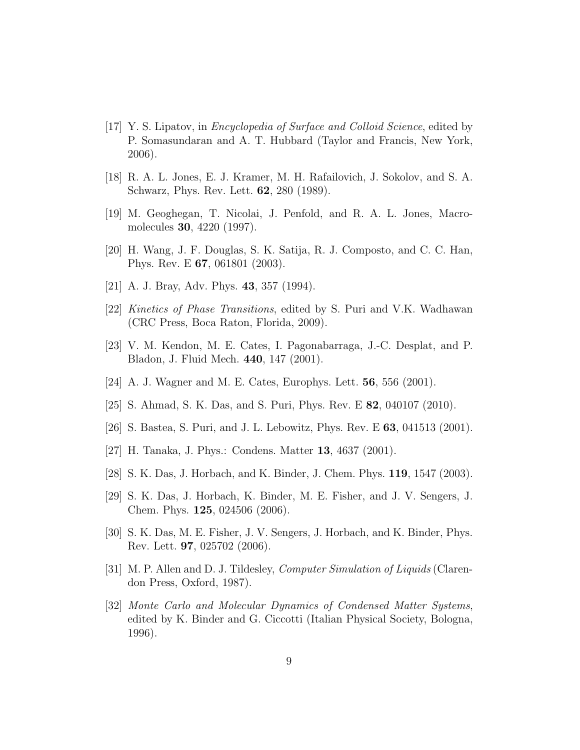[17] Y. S. Lipatov, in *Encyclopedia of Surface and Colloid Science*, edited by P. Somasundaran and A. T. Hubbard (Taylor and Francis, New York, 2006).

[18] R. A. L. Jones, E. J. Kramer, M. H. Rafailovich, J. Sokolov, and S. A. Schwarz, Phys. Rev. Lett. **62**, 280 (1989).

[19] M. Geoghegan, T. Nicolai, J. Penfold, and R. A. L. Jones, Macromolecules **30**, 4220 (1997).

[20] H. Wang, J. F. Douglas, S. K. Satija, R. J. Composto, and C. C. Han, Phys. Rev. E **67**, 061801 (2003).

[21] A. J. Bray, Adv. Phys. **43**, 357 (1994).

[22] *Kinetics of Phase Transitions*, edited by S. Puri and V.K. Wadhawan (CRC Press, Boca Raton, Florida, 2009).

[23] V. M. Kendon, M. E. Cates, I. Pagonabarraga, J.-C. Desplat, and P. Bladon, J. Fluid Mech. **440**, 147 (2001).

[24] A. J. Wagner and M. E. Cates, Europhys. Lett. **56**, 556 (2001).

[25] S. Ahmad, S. K. Das, and S. Puri, Phys. Rev. E **82**, 040107 (2010).

[26] S. Bastea, S. Puri, and J. L. Lebowitz, Phys. Rev. E **63**, 041513 (2001).

[27] H. Tanaka, J. Phys.: Condens. Matter **13**, 4637 (2001).

[28] S. K. Das, J. Horbach, and K. Binder, J. Chem. Phys. **119**, 1547 (2003).

[29] S. K. Das, J. Horbach, K. Binder, M. E. Fisher, and J. V. Sengers, J. Chem. Phys. **125**, 024506 (2006).

[30] S. K. Das, M. E. Fisher, J. V. Sengers, J. Horbach, and K. Binder, Phys. Rev. Lett. **97**, 025702 (2006).

[31] M. P. Allen and D. J. Tildesley, *Computer Simulation of Liquids* (Clarendon Press, Oxford, 1987).

[32] *Monte Carlo and Molecular Dynamics of Condensed Matter Systems*, edited by K. Binder and G. Ciccotti (Italian Physical Society, Bologna, 1996).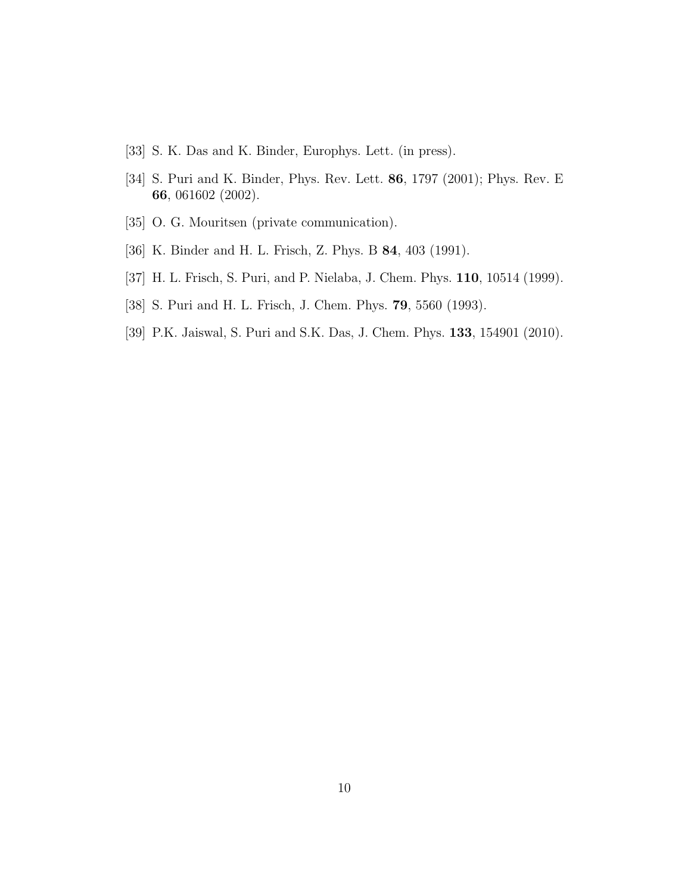[33] S. K. Das and K. Binder, Europhys. Lett. (in press).

[34] S. Puri and K. Binder, Phys. Rev. Lett. **86**, 1797 (2001); Phys. Rev. E **66**, 061602 (2002).

[35] O. G. Mouritsen (private communication).

[36] K. Binder and H. L. Frisch, Z. Phys. B **84**, 403 (1991).

[37] H. L. Frisch, S. Puri, and P. Nielaba, J. Chem. Phys. **110**, 10514 (1999).

[38] S. Puri and H. L. Frisch, J. Chem. Phys. **79**, 5560 (1993).

[39] P.K. Jaiswal, S. Puri and S.K. Das, J. Chem. Phys. **133**, 154901 (2010).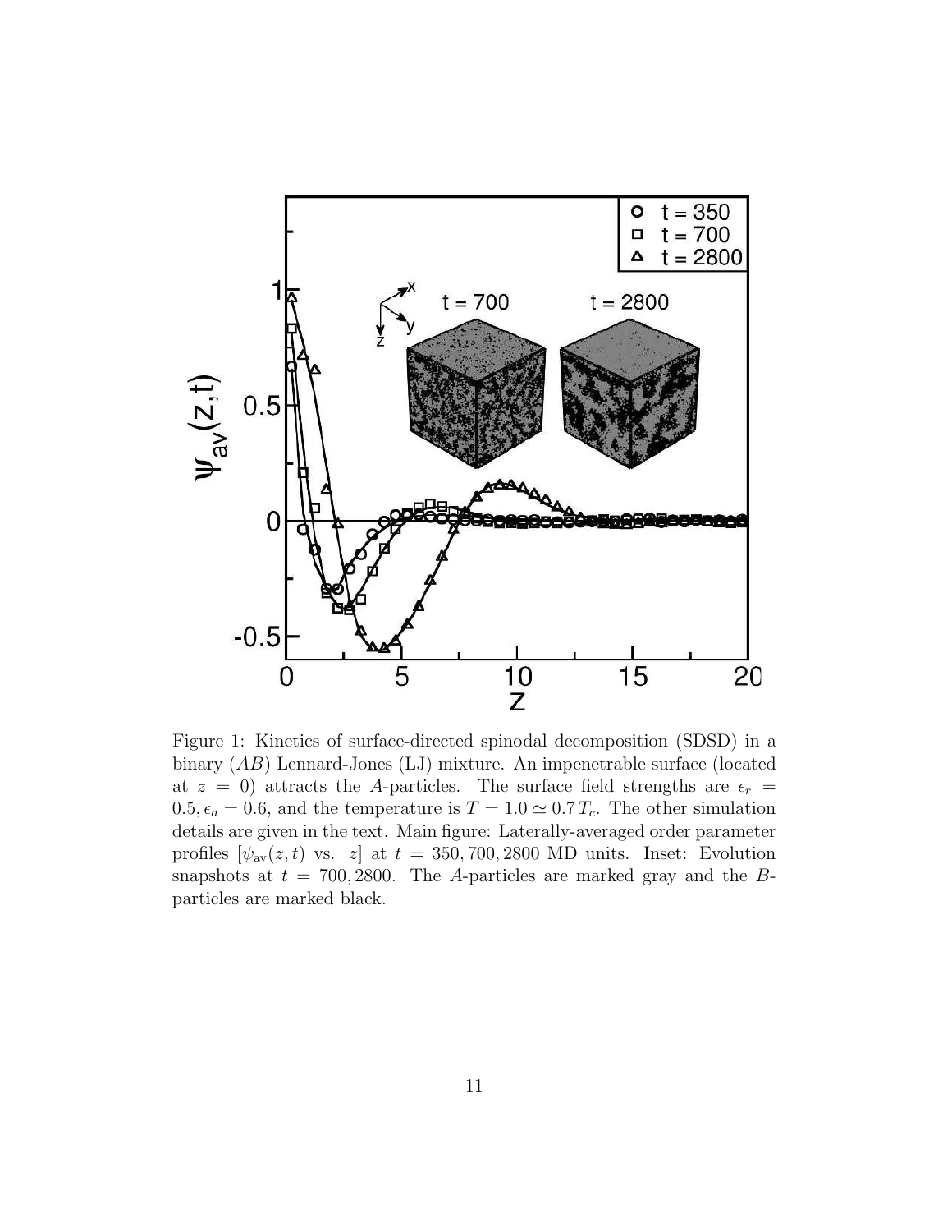Figure 1: Kinetics of surface-directed spinodal decomposition (SDSD) in a binary ($AB$) Lennard-Jones (LJ) mixture. An impenetrable surface (located at $z = 0$) attracts the $A$-particles. The surface field strengths are $\epsilon_r = 0.5, \epsilon_a = 0.6$, and the temperature is $T = 1.0 \simeq 0.7\,T_c$. The other simulation details are given in the text. Main figure: Laterally-averaged order parameter profiles [$\psi_{\rm av}(z,t)$ vs. $z$] at $t = 350, 700, 2800$ MD units. Inset: Evolution snapshots at $t = 700, 2800$. The $A$-particles are marked gray and the $B$-particles are marked black.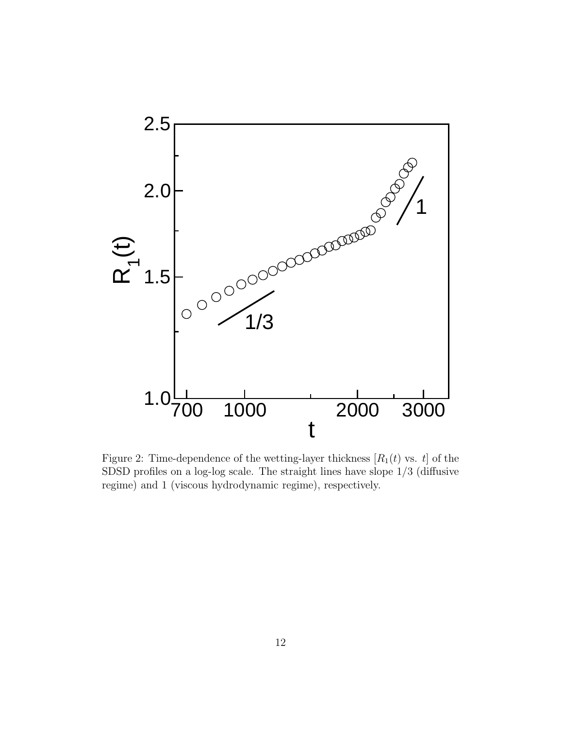Figure 2: Time-dependence of the wetting-layer thickness [$R_1(t)$ vs. $t$] of the SDSD profiles on a log-log scale. The straight lines have slope 1/3 (diffusive regime) and 1 (viscous hydrodynamic regime), respectively.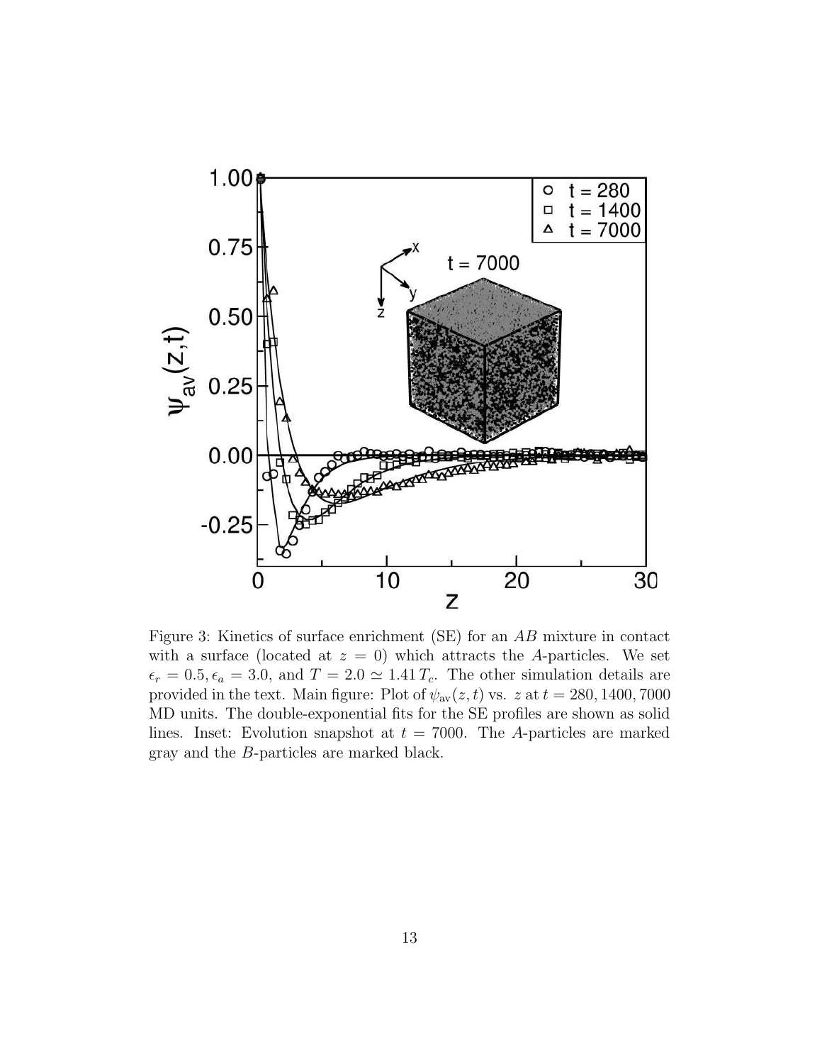Figure 3: Kinetics of surface enrichment (SE) for an $AB$ mixture in contact with a surface (located at $z = 0$) which attracts the $A$-particles. We set $\epsilon_r = 0.5, \epsilon_a = 3.0$, and $T = 2.0 \simeq 1.41\, T_c$. The other simulation details are provided in the text. Main figure: Plot of $\psi_{\text{av}}(z,t)$ vs. $z$ at $t = 280, 1400, 7000$ MD units. The double-exponential fits for the SE profiles are shown as solid lines. Inset: Evolution snapshot at $t = 7000$. The $A$-particles are marked gray and the $B$-particles are marked black.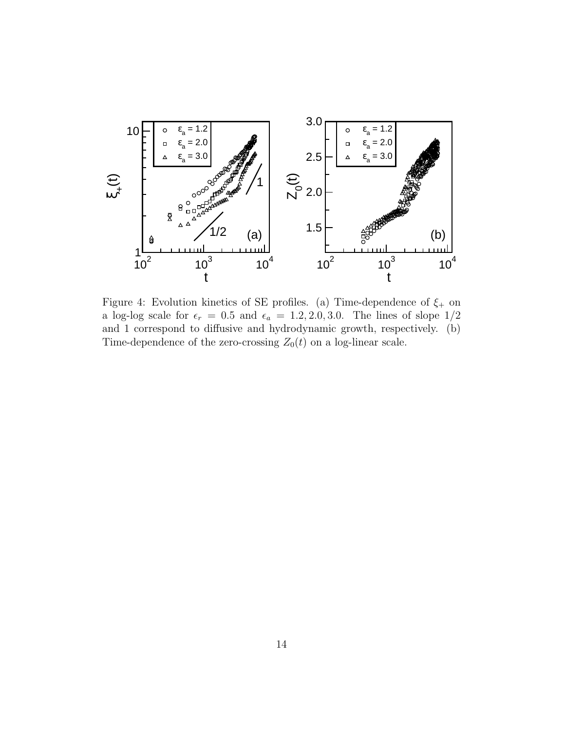(a)

$\xi_+(t)$

$\epsilon_a = 1.2$

$\epsilon_a = 2.0$

$\epsilon_a = 3.0$

10

1

$10^2$ $10^3$ $10^4$

t

1/2

1

(b)

$Z_0(t)$

3.0

2.5

2.0

1.5

$10^2$ $10^3$ $10^4$

t

Figure 4: Evolution kinetics of SE profiles. (a) Time-dependence of $\xi_+$ on a log-log scale for $\epsilon_r = 0.5$ and $\epsilon_a = 1.2, 2.0, 3.0$. The lines of slope 1/2 and 1 correspond to diffusive and hydrodynamic growth, respectively. (b) Time-dependence of the zero-crossing $Z_0(t)$ on a log-linear scale.